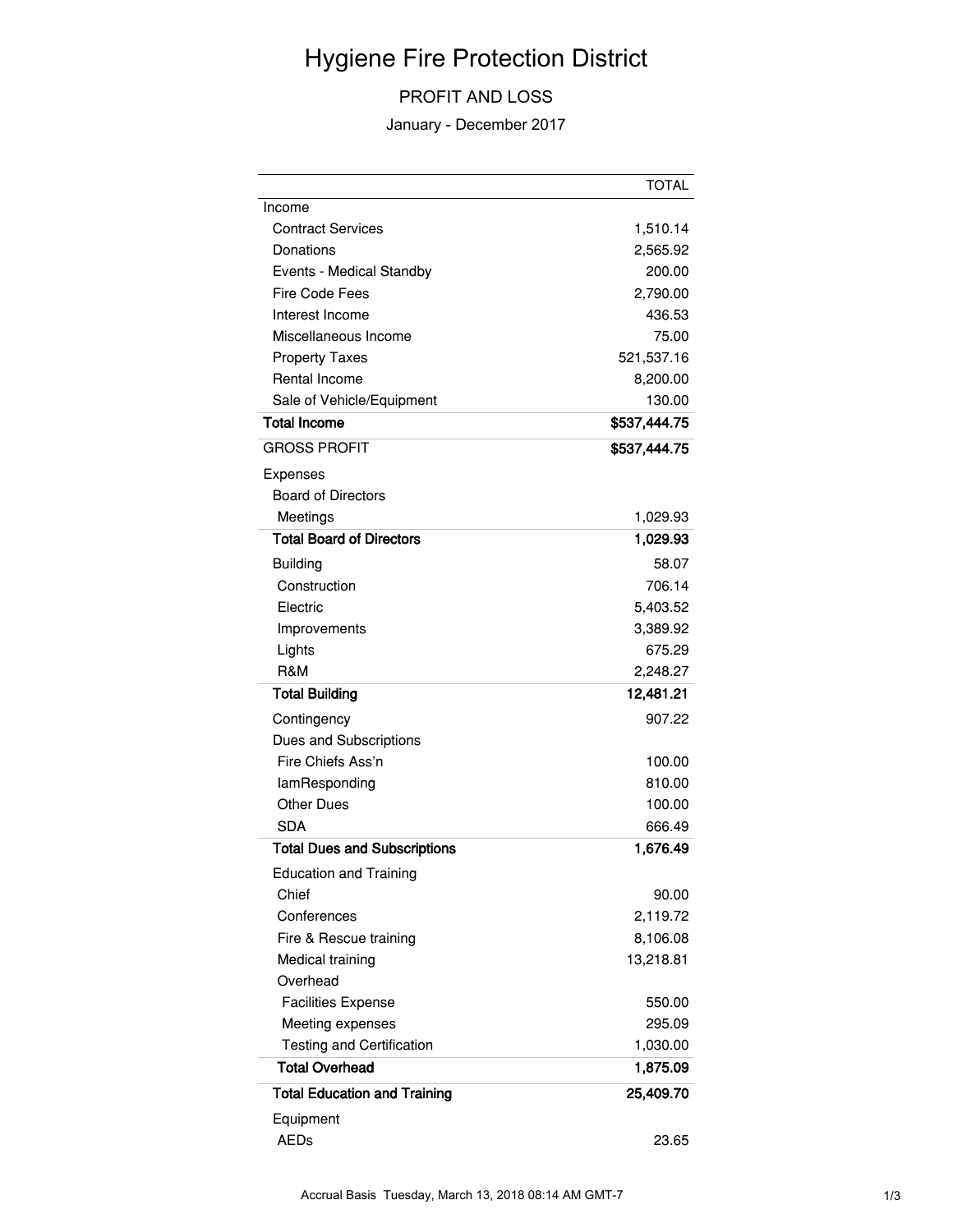# Hygiene Fire Protection District

## PROFIT AND LOSS

January - December 2017

| | TOTAL |
|---|---|
| Income | |
| Contract Services | 1,510.14 |
| Donations | 2,565.92 |
| Events - Medical Standby | 200.00 |
| Fire Code Fees | 2,790.00 |
| Interest Income | 436.53 |
| Miscellaneous Income | 75.00 |
| Property Taxes | 521,537.16 |
| Rental Income | 8,200.00 |
| Sale of Vehicle/Equipment | 130.00 |
| **Total Income** | **$537,444.75** |
| GROSS PROFIT | **$537,444.75** |
| Expenses | |
| Board of Directors | |
| Meetings | 1,029.93 |
| **Total Board of Directors** | **1,029.93** |
| Building | 58.07 |
| Construction | 706.14 |
| Electric | 5,403.52 |
| Improvements | 3,389.92 |
| Lights | 675.29 |
| R&M | 2,248.27 |
| **Total Building** | **12,481.21** |
| Contingency | 907.22 |
| Dues and Subscriptions | |
| Fire Chiefs Ass'n | 100.00 |
| IamResponding | 810.00 |
| Other Dues | 100.00 |
| SDA | 666.49 |
| **Total Dues and Subscriptions** | **1,676.49** |
| Education and Training | |
| Chief | 90.00 |
| Conferences | 2,119.72 |
| Fire & Rescue training | 8,106.08 |
| Medical training | 13,218.81 |
| Overhead | |
| Facilities Expense | 550.00 |
| Meeting expenses | 295.09 |
| Testing and Certification | 1,030.00 |
| **Total Overhead** | **1,875.09** |
| **Total Education and Training** | **25,409.70** |
| Equipment | |
| AEDs | 23.65 |

Accrual Basis Tuesday, March 13, 2018 08:14 AM GMT-7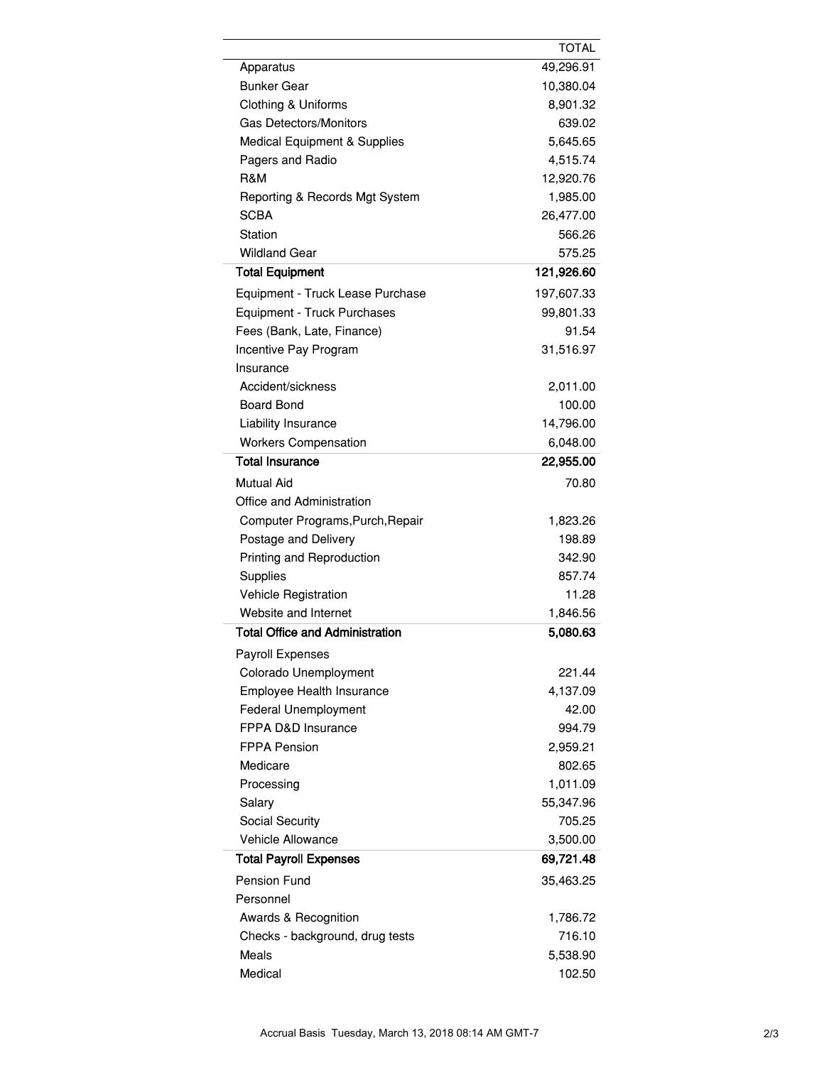| | TOTAL |
|---|---|
| Apparatus | 49,296.91 |
| Bunker Gear | 10,380.04 |
| Clothing & Uniforms | 8,901.32 |
| Gas Detectors/Monitors | 639.02 |
| Medical Equipment & Supplies | 5,645.65 |
| Pagers and Radio | 4,515.74 |
| R&M | 12,920.76 |
| Reporting & Records Mgt System | 1,985.00 |
| SCBA | 26,477.00 |
| Station | 566.26 |
| Wildland Gear | 575.25 |
| **Total Equipment** | **121,926.60** |
| Equipment - Truck Lease Purchase | 197,607.33 |
| Equipment - Truck Purchases | 99,801.33 |
| Fees (Bank, Late, Finance) | 91.54 |
| Incentive Pay Program | 31,516.97 |
| Insurance | |
| Accident/sickness | 2,011.00 |
| Board Bond | 100.00 |
| Liability Insurance | 14,796.00 |
| Workers Compensation | 6,048.00 |
| **Total Insurance** | **22,955.00** |
| Mutual Aid | 70.80 |
| Office and Administration | |
| Computer Programs,Purch,Repair | 1,823.26 |
| Postage and Delivery | 198.89 |
| Printing and Reproduction | 342.90 |
| Supplies | 857.74 |
| Vehicle Registration | 11.28 |
| Website and Internet | 1,846.56 |
| **Total Office and Administration** | **5,080.63** |
| Payroll Expenses | |
| Colorado Unemployment | 221.44 |
| Employee Health Insurance | 4,137.09 |
| Federal Unemployment | 42.00 |
| FPPA D&D Insurance | 994.79 |
| FPPA Pension | 2,959.21 |
| Medicare | 802.65 |
| Processing | 1,011.09 |
| Salary | 55,347.96 |
| Social Security | 705.25 |
| Vehicle Allowance | 3,500.00 |
| **Total Payroll Expenses** | **69,721.48** |
| Pension Fund | 35,463.25 |
| Personnel | |
| Awards & Recognition | 1,786.72 |
| Checks - background, drug tests | 716.10 |
| Meals | 5,538.90 |
| Medical | 102.50 |

Accrual Basis Tuesday, March 13, 2018 08:14 AM GMT-7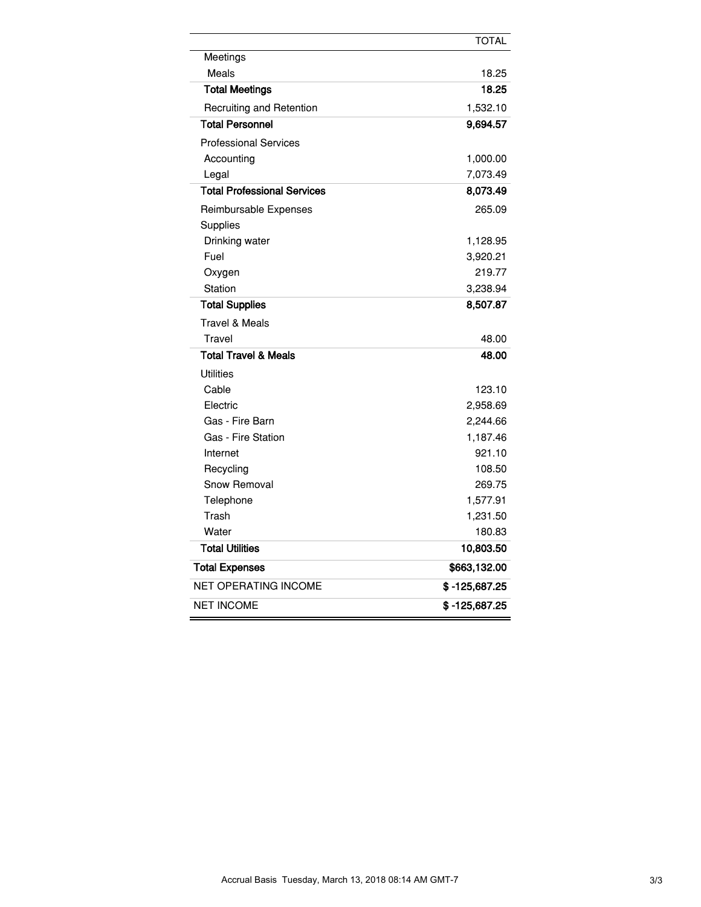| | TOTAL |
|---|---|
| Meetings | |
| Meals | 18.25 |
| **Total Meetings** | **18.25** |
| Recruiting and Retention | 1,532.10 |
| **Total Personnel** | **9,694.57** |
| Professional Services | |
| Accounting | 1,000.00 |
| Legal | 7,073.49 |
| **Total Professional Services** | **8,073.49** |
| Reimbursable Expenses | 265.09 |
| Supplies | |
| Drinking water | 1,128.95 |
| Fuel | 3,920.21 |
| Oxygen | 219.77 |
| Station | 3,238.94 |
| **Total Supplies** | **8,507.87** |
| Travel & Meals | |
| Travel | 48.00 |
| **Total Travel & Meals** | **48.00** |
| Utilities | |
| Cable | 123.10 |
| Electric | 2,958.69 |
| Gas - Fire Barn | 2,244.66 |
| Gas - Fire Station | 1,187.46 |
| Internet | 921.10 |
| Recycling | 108.50 |
| Snow Removal | 269.75 |
| Telephone | 1,577.91 |
| Trash | 1,231.50 |
| Water | 180.83 |
| **Total Utilities** | **10,803.50** |
| **Total Expenses** | **$663,132.00** |
| NET OPERATING INCOME | **$ -125,687.25** |
| NET INCOME | **$ -125,687.25** |

Accrual Basis Tuesday, March 13, 2018 08:14 AM GMT-7